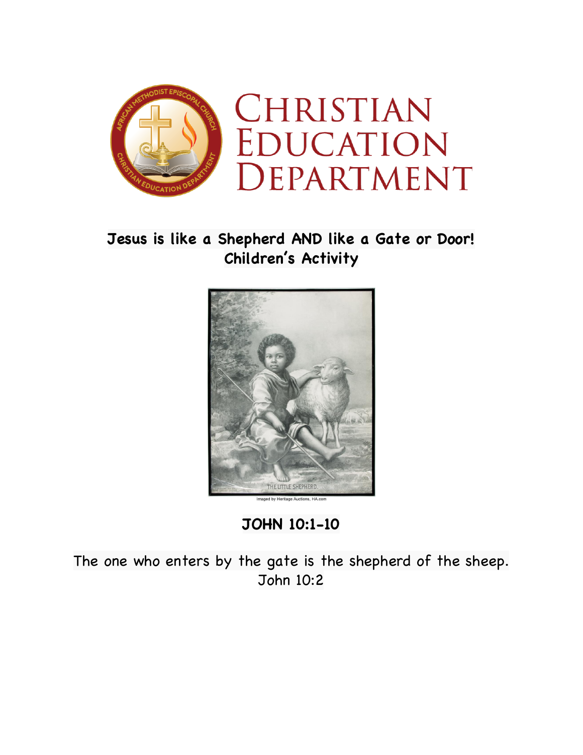# Christian Education Department

## Jesus is like a Shepherd AND like a Gate or Door!
## Children's Activity

THE LITTLE SHEPHERD.

Imaged by Heritage Auctions, HA.com

## JOHN 10:1-10

The one who enters by the gate is the shepherd of the sheep.
John 10:2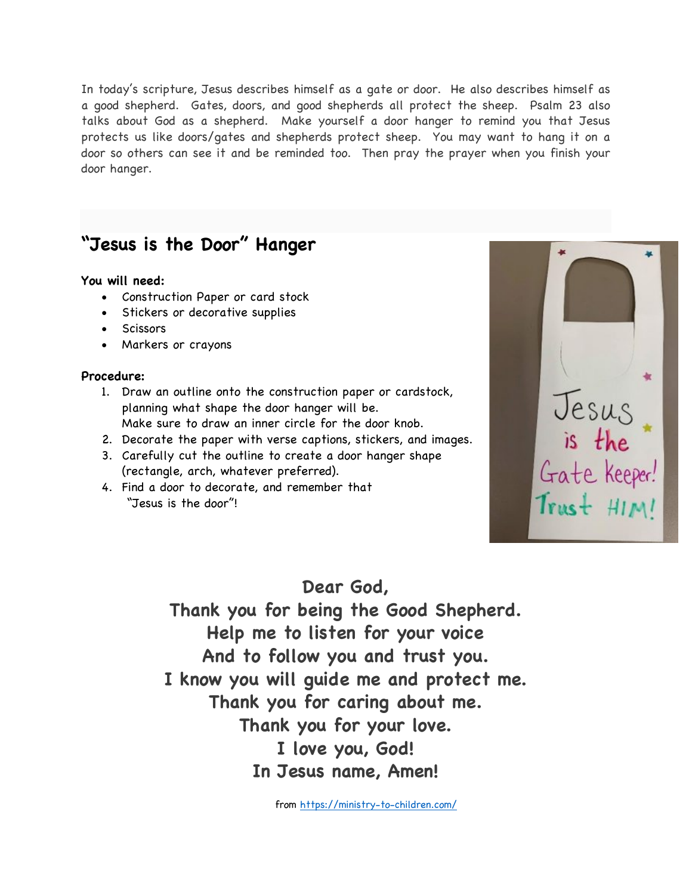In today's scripture, Jesus describes himself as a gate or door. He also describes himself as a good shepherd. Gates, doors, and good shepherds all protect the sheep. Psalm 23 also talks about God as a shepherd. Make yourself a door hanger to remind you that Jesus protects us like doors/gates and shepherds protect sheep. You may want to hang it on a door so others can see it and be reminded too. Then pray the prayer when you finish your door hanger.

## "Jesus is the Door" Hanger

**You will need:**

- Construction Paper or card stock
- Stickers or decorative supplies
- Scissors
- Markers or crayons

**Procedure:**

1. Draw an outline onto the construction paper or cardstock, planning what shape the door hanger will be. Make sure to draw an inner circle for the door knob.
2. Decorate the paper with verse captions, stickers, and images.
3. Carefully cut the outline to create a door hanger shape (rectangle, arch, whatever preferred).
4. Find a door to decorate, and remember that "Jesus is the door"!

Jesus is the Gate keeper! Trust HIM!

**Dear God,**
**Thank you for being the Good Shepherd.**
**Help me to listen for your voice**
**And to follow you and trust you.**
**I know you will guide me and protect me.**
**Thank you for caring about me.**
**Thank you for your love.**
**I love you, God!**
**In Jesus name, Amen!**

from https://ministry-to-children.com/